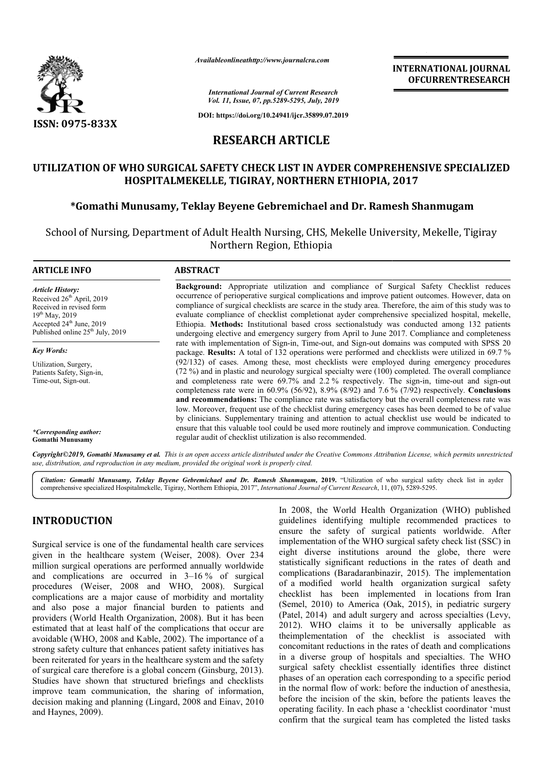*Available online at http://www.journalcra.com*

*International Journal of Current Research*
*Vol. 11, Issue, 07, pp.5289-5295, July, 2019*

**DOI: https://doi.org/10.24941/ijcr.35899.07.2019**

**ISSN: 0975-833X**

**INTERNATIONAL JOURNAL OF CURRENT RESEARCH**

# RESEARCH ARTICLE

# UTILIZATION OF WHO SURGICAL SAFETY CHECK LIST IN AYDER COMPREHENSIVE SPECIALIZED HOSPITALMEKELLE, TIGIRAY, NORTHERN ETHIOPIA, 2017

**\*Gomathi Munusamy, Teklay Beyene Gebremichael and Dr. Ramesh Shanmugam**

School of Nursing, Department of Adult Health Nursing, CHS, Mekelle University, Mekelle, Tigiray Northern Region, Ethiopia

**ARTICLE INFO**

*Article History:*
Received 26th April, 2019
Received in revised form
19th May, 2019
Accepted 24th June, 2019
Published online 25th July, 2019

*Key Words:*
Utilization, Surgery,
Patients Safety, Sign-in,
Time-out, Sign-out.

*\*Corresponding author:*
**Gomathi Munusamy**

**ABSTRACT**

**Background:** Appropriate utilization and compliance of Surgical Safety Checklist reduces occurrence of perioperative surgical complications and improve patient outcomes. However, data on compliance of surgical checklists are scarce in the study area. Therefore, the aim of this study was to evaluate compliance of checklist completionat ayder comprehensive specialized hospital, mekelle, Ethiopia. **Methods:** Institutional based cross sectionalstudy was conducted among 132 patients undergoing elective and emergency surgery from April to June 2017. Compliance and completeness rate with implementation of Sign-in, Time-out, and Sign-out domains was computed with SPSS 20 package. **Results:** A total of 132 operations were performed and checklists were utilized in 69.7 % (92/132) of cases. Among these, most checklists were employed during emergency procedures (72 %) and in plastic and neurology surgical specialty were (100) completed. The overall compliance and completeness rate were 69.7% and 2.2 % respectively. The sign-in, time-out and sign-out completeness rate were in 60.9% (56/92), 8.9% (8/92) and 7.6 % (7/92) respectively. **Conclusions and recommendations:** The compliance rate was satisfactory but the overall completeness rate was low. Moreover, frequent use of the checklist during emergency cases has been deemed to be of value by clinicians. Supplementary training and attention to actual checklist use would be indicated to ensure that this valuable tool could be used more routinely and improve communication. Conducting regular audit of checklist utilization is also recommended.

**Copyright©2019, Gomathi Munusamy et al.** *This is an open access article distributed under the Creative Commons Attribution License, which permits unrestricted use, distribution, and reproduction in any medium, provided the original work is properly cited.*

**Citation:** *Gomathi Munusamy, Teklay Beyene Gebremichael and Dr. Ramesh Shanmugam*, **2019.** "Utilization of who surgical safety check list in ayder comprehensive specialized Hospitalmekelle, Tigiray, Northern Ethiopia, 2017", *International Journal of Current Research*, 11, (07), 5289-5295.

## INTRODUCTION

Surgical service is one of the fundamental health care services given in the healthcare system (Weiser, 2008). Over 234 million surgical operations are performed annually worldwide and complications are occurred in 3–16 % of surgical procedures (Weiser, 2008 and WHO, 2008). Surgical complications are a major cause of morbidity and mortality and also pose a major financial burden to patients and providers (World Health Organization, 2008). But it has been estimated that at least half of the complications that occur are avoidable (WHO, 2008 and Kable, 2002). The importance of a strong safety culture that enhances patient safety initiatives has been reiterated for years in the healthcare system and the safety of surgical care therefore is a global concern (Ginsburg, 2013). Studies have shown that structured briefings and checklists improve team communication, the sharing of information, decision making and planning (Lingard, 2008 and Einav, 2010 and Haynes, 2009).

In 2008, the World Health Organization (WHO) published guidelines identifying multiple recommended practices to ensure the safety of surgical patients worldwide. After implementation of the WHO surgical safety check list (SSC) in eight diverse institutions around the globe, there were statistically significant reductions in the rates of death and complications (Baradaranbinazir, 2015). The implementation of a modified world health organization surgical safety checklist has been implemented in locations from Iran (Semel, 2010) to America (Oak, 2015), in pediatric surgery (Patel, 2014) and adult surgery and across specialties (Levy, 2012). WHO claims it to be universally applicable as theimplementation of the checklist is associated with concomitant reductions in the rates of death and complications in a diverse group of hospitals and specialties. The WHO surgical safety checklist essentially identifies three distinct phases of an operation each corresponding to a specific period in the normal flow of work: before the induction of anesthesia, before the incision of the skin, before the patients leaves the operating facility. In each phase a 'checklist coordinator 'must confirm that the surgical team has completed the listed tasks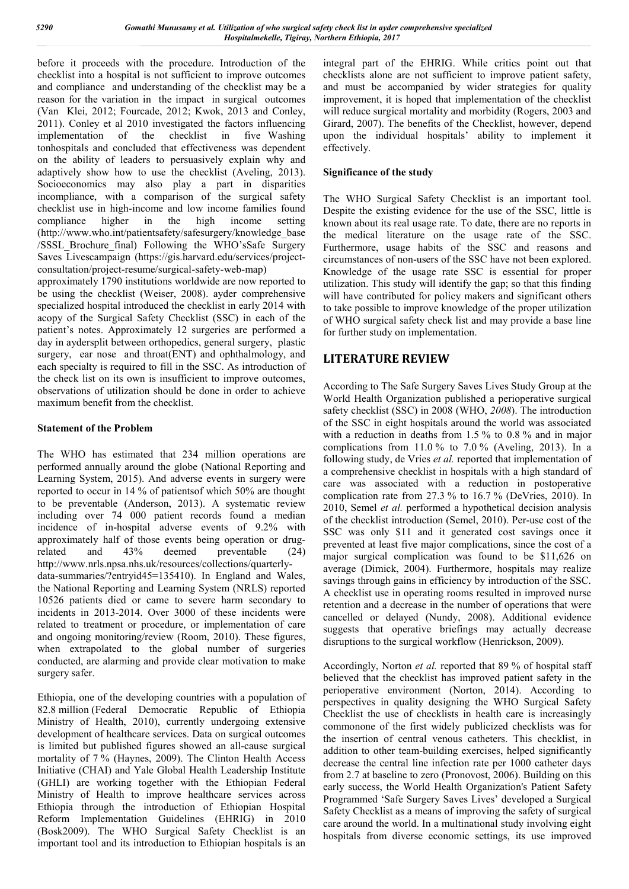before it proceeds with the procedure. Introduction of the checklist into a hospital is not sufficient to improve outcomes and compliance and understanding of the checklist may be a reason for the variation in the impact in surgical outcomes (Van Klei, 2012; Fourcade, 2012; Kwok, 2013 and Conley, 2011). Conley et al 2010 investigated the factors influencing implementation of the checklist in five Washing tonhospitals and concluded that effectiveness was dependent on the ability of leaders to persuasively explain why and adaptively show how to use the checklist (Aveling, 2013). Socioeconomics may also play a part in disparities incompliance, with a comparison of the surgical safety checklist use in high-income and low income families found compliance higher in the high income setting (http://www.who.int/patientsafety/safesurgery/knowledge_base/SSSL_Brochure_final) Following the WHO'sSafe Surgery Saves Livescampaign (https://gis.harvard.edu/services/project-consultation/project-resume/surgical-safety-web-map) approximately 1790 institutions worldwide are now reported to be using the checklist (Weiser, 2008). ayder comprehensive specialized hospital introduced the checklist in early 2014 with acopy of the Surgical Safety Checklist (SSC) in each of the patient's notes. Approximately 12 surgeries are performed a day in aydersplit between orthopedics, general surgery, plastic surgery, ear nose and throat(ENT) and ophthalmology, and each specialty is required to fill in the SSC. As introduction of the check list on its own is insufficient to improve outcomes, observations of utilization should be done in order to achieve maximum benefit from the checklist.

### Statement of the Problem

The WHO has estimated that 234 million operations are performed annually around the globe (National Reporting and Learning System, 2015). And adverse events in surgery were reported to occur in 14 % of patientsof which 50% are thought to be preventable (Anderson, 2013). A systematic review including over 74 000 patient records found a median incidence of in-hospital adverse events of 9.2% with approximately half of those events being operation or drug-related and 43% deemed preventable (24) http://www.nrls.npsa.nhs.uk/resources/collections/quarterly-data-summaries/?entryid45=135410). In England and Wales, the National Reporting and Learning System (NRLS) reported 10526 patients died or came to severe harm secondary to incidents in 2013-2014. Over 3000 of these incidents were related to treatment or procedure, or implementation of care and ongoing monitoring/review (Room, 2010). These figures, when extrapolated to the global number of surgeries conducted, are alarming and provide clear motivation to make surgery safer.

Ethiopia, one of the developing countries with a population of 82.8 million (Federal Democratic Republic of Ethiopia Ministry of Health, 2010), currently undergoing extensive development of healthcare services. Data on surgical outcomes is limited but published figures showed an all-cause surgical mortality of 7 % (Haynes, 2009). The Clinton Health Access Initiative (CHAI) and Yale Global Health Leadership Institute (GHLI) are working together with the Ethiopian Federal Ministry of Health to improve healthcare services across Ethiopia through the introduction of Ethiopian Hospital Reform Implementation Guidelines (EHRIG) in 2010 (Bosk2009). The WHO Surgical Safety Checklist is an important tool and its introduction to Ethiopian hospitals is an integral part of the EHRIG. While critics point out that checklists alone are not sufficient to improve patient safety, and must be accompanied by wider strategies for quality improvement, it is hoped that implementation of the checklist will reduce surgical mortality and morbidity (Rogers, 2003 and Girard, 2007). The benefits of the Checklist, however, depend upon the individual hospitals' ability to implement it effectively.

### Significance of the study

The WHO Surgical Safety Checklist is an important tool. Despite the existing evidence for the use of the SSC, little is known about its real usage rate. To date, there are no reports in the medical literature on the usage rate of the SSC. Furthermore, usage habits of the SSC and reasons and circumstances of non-users of the SSC have not been explored. Knowledge of the usage rate SSC is essential for proper utilization. This study will identify the gap; so that this finding will have contributed for policy makers and significant others to take possible to improve knowledge of the proper utilization of WHO surgical safety check list and may provide a base line for further study on implementation.

## LITERATURE REVIEW

According to The Safe Surgery Saves Lives Study Group at the World Health Organization published a perioperative surgical safety checklist (SSC) in 2008 (WHO, *2008*). The introduction of the SSC in eight hospitals around the world was associated with a reduction in deaths from 1.5 % to 0.8 % and in major complications from 11.0 % to 7.0 % (Aveling, 2013). In a following study, de Vries *et al.* reported that implementation of a comprehensive checklist in hospitals with a high standard of care was associated with a reduction in postoperative complication rate from 27.3 % to 16.7 % (DeVries, 2010). In 2010, Semel *et al.* performed a hypothetical decision analysis of the checklist introduction (Semel, 2010). Per-use cost of the SSC was only $11 and it generated cost savings once it prevented at least five major complications, since the cost of a major surgical complication was found to be $11,626 on average (Dimick, 2004). Furthermore, hospitals may realize savings through gains in efficiency by introduction of the SSC. A checklist use in operating rooms resulted in improved nurse retention and a decrease in the number of operations that were cancelled or delayed (Nundy, 2008). Additional evidence suggests that operative briefings may actually decrease disruptions to the surgical workflow (Henrickson, 2009).

Accordingly, Norton *et al.* reported that 89 % of hospital staff believed that the checklist has improved patient safety in the perioperative environment (Norton, 2014). According to perspectives in quality designing the WHO Surgical Safety Checklist the use of checklists in health care is increasingly commonone of the first widely publicized checklists was for the insertion of central venous catheters. This checklist, in addition to other team-building exercises, helped significantly decrease the central line infection rate per 1000 catheter days from 2.7 at baseline to zero (Pronovost, 2006). Building on this early success, the World Health Organization's Patient Safety Programmed 'Safe Surgery Saves Lives' developed a Surgical Safety Checklist as a means of improving the safety of surgical care around the world. In a multinational study involving eight hospitals from diverse economic settings, its use improved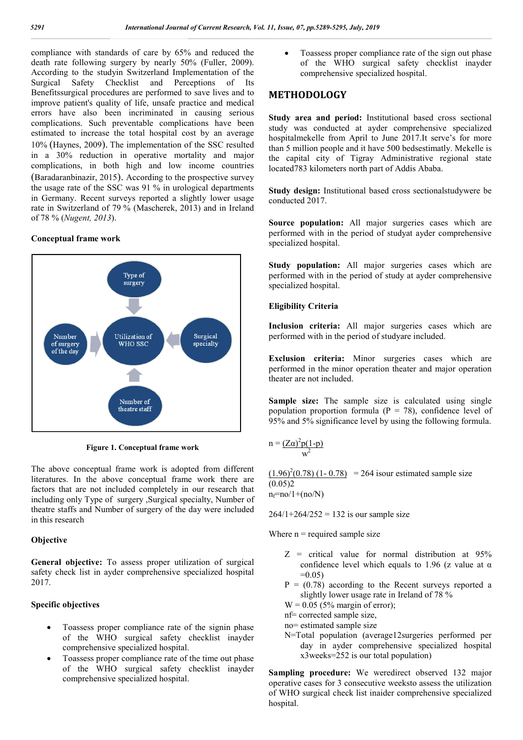compliance with standards of care by 65% and reduced the death rate following surgery by nearly 50% (Fuller, 2009). According to the studyin Switzerland Implementation of the Surgical Safety Checklist and Perceptions of Its Benefitssurgical procedures are performed to save lives and to improve patient's quality of life, unsafe practice and medical errors have also been incriminated in causing serious complications. Such preventable complications have been estimated to increase the total hospital cost by an average 10% (Haynes, 2009). The implementation of the SSC resulted in a 30% reduction in operative mortality and major complications, in both high and low income countries (Baradaranbinazir, 2015). According to the prospective survey the usage rate of the SSC was 91 % in urological departments in Germany. Recent surveys reported a slightly lower usage rate in Switzerland of 79 % (Mascherek, 2013) and in Ireland of 78 % (*Nugent, 2013*).

### Conceptual frame work

Type of surgery

Number of surgery of the day

Utilization of WHO SSC

Surgical specialty

Number of theatre staff

**Figure 1. Conceptual frame work**

The above conceptual frame work is adopted from different literatures. In the above conceptual frame work there are factors that are not included completely in our research that including only Type of surgery ,Surgical specialty, Number of theatre staffs and Number of surgery of the day were included in this research

### Objective

**General objective:** To assess proper utilization of surgical safety check list in ayder comprehensive specialized hospital 2017.

### Specific objectives

- Toassess proper compliance rate of the signin phase of the WHO surgical safety checklist inayder comprehensive specialized hospital.
- Toassess proper compliance rate of the time out phase of the WHO surgical safety checklist inayder comprehensive specialized hospital.
- Toassess proper compliance rate of the sign out phase of the WHO surgical safety checklist inayder comprehensive specialized hospital.

## METHODOLOGY

**Study area and period:** Institutional based cross sectional study was conducted at ayder comprehensive specialized hospitalmekelle from April to June 2017.It serve's for more than 5 million people and it have 500 bedsestimatly. Mekelle is the capital city of Tigray Administrative regional state located783 kilometers north part of Addis Ababa.

**Study design:** Institutional based cross sectionalstudywere be conducted 2017.

**Source population:** All major surgeries cases which are performed with in the period of studyat ayder comprehensive specialized hospital.

**Study population:** All major surgeries cases which are performed with in the period of study at ayder comprehensive specialized hospital.

### Eligibility Criteria

**Inclusion criteria:** All major surgeries cases which are performed with in the period of studyare included.

**Exclusion criteria:** Minor surgeries cases which are performed in the minor operation theater and major operation theater are not included.

**Sample size:** The sample size is calculated using single population proportion formula (P = 78), confidence level of 95% and 5% significance level by using the following formula.

$$n = \frac{(Z\alpha)^2 p(1-p)}{w^2}$$

$$\frac{(1.96)^2(0.78)\,(1-0.78)}{(0.05)2} = 264 \text{ isour estimated sample size}$$

$n_f = no/1+(no/N)$

264/1+264/252 = 132 is our sample size

Where n = required sample size

- Z = critical value for normal distribution at 95% confidence level which equals to 1.96 (z value at α =0.05)
- P = (0.78) according to the Recent surveys reported a slightly lower usage rate in Ireland of 78 %
- W = 0.05 (5% margin of error);
- nf= corrected sample size,
- no= estimated sample size
- N=Total population (average12surgeries performed per day in ayder comprehensive specialized hospital x3weeks=252 is our total population)

**Sampling procedure:** We weredirect observed 132 major operative cases for 3 consecutive weeksto assess the utilization of WHO surgical check list inaider comprehensive specialized hospital.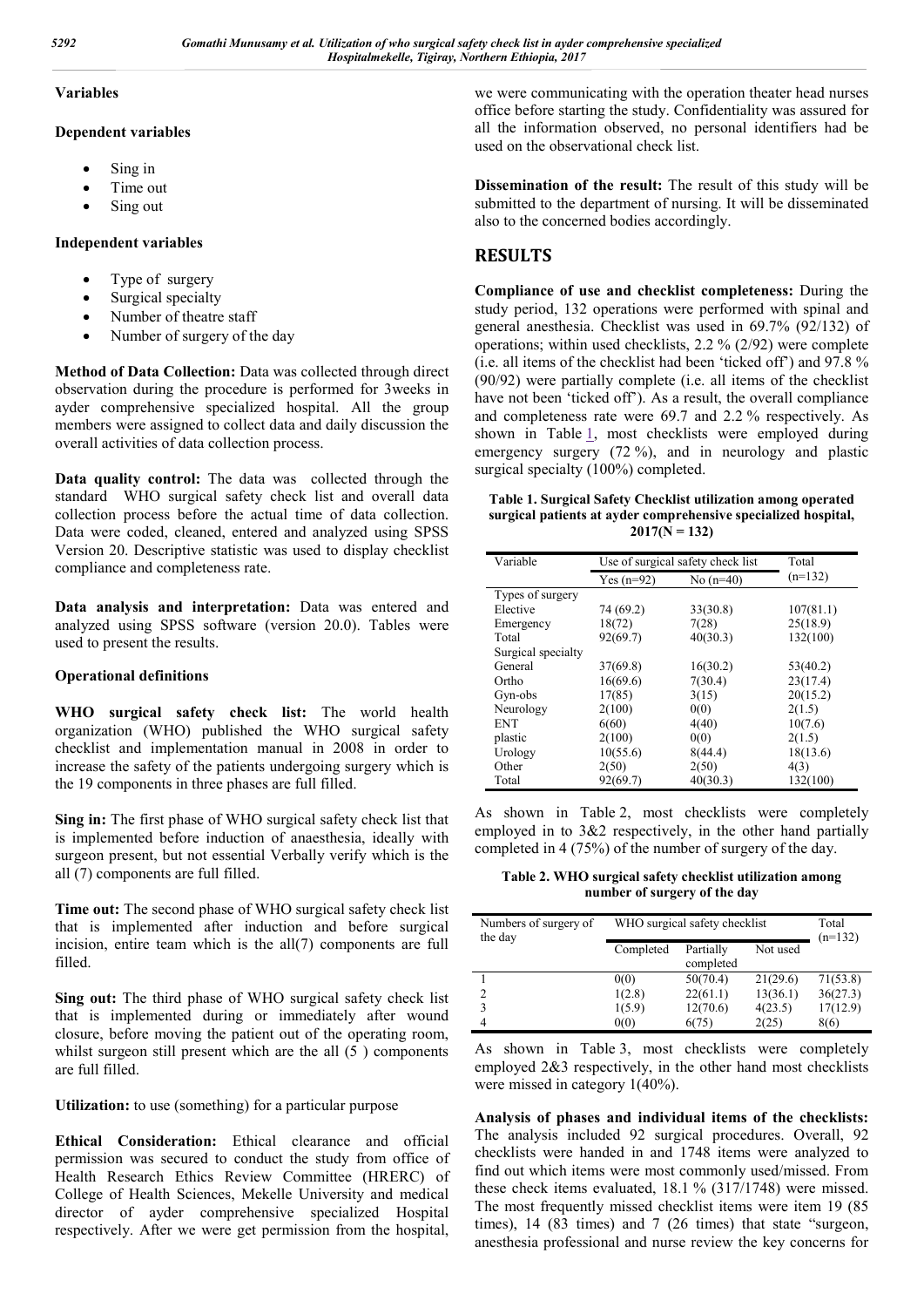### Variables

#### Dependent variables

- Sing in
- Time out
- Sing out

#### Independent variables

- Type of surgery
- Surgical specialty
- Number of theatre staff
- Number of surgery of the day

**Method of Data Collection:** Data was collected through direct observation during the procedure is performed for 3weeks in ayder comprehensive specialized hospital. All the group members were assigned to collect data and daily discussion the overall activities of data collection process.

**Data quality control:** The data was collected through the standard WHO surgical safety check list and overall data collection process before the actual time of data collection. Data were coded, cleaned, entered and analyzed using SPSS Version 20. Descriptive statistic was used to display checklist compliance and completeness rate.

**Data analysis and interpretation:** Data was entered and analyzed using SPSS software (version 20.0). Tables were used to present the results.

#### Operational definitions

**WHO surgical safety check list:** The world health organization (WHO) published the WHO surgical safety checklist and implementation manual in 2008 in order to increase the safety of the patients undergoing surgery which is the 19 components in three phases are full filled.

**Sing in:** The first phase of WHO surgical safety check list that is implemented before induction of anaesthesia, ideally with surgeon present, but not essential Verbally verify which is the all (7) components are full filled.

**Time out:** The second phase of WHO surgical safety check list that is implemented after induction and before surgical incision, entire team which is the all(7) components are full filled.

**Sing out:** The third phase of WHO surgical safety check list that is implemented during or immediately after wound closure, before moving the patient out of the operating room, whilst surgeon still present which are the all (5 ) components are full filled.

**Utilization:** to use (something) for a particular purpose

**Ethical Consideration:** Ethical clearance and official permission was secured to conduct the study from office of Health Research Ethics Review Committee (HRERC) of College of Health Sciences, Mekelle University and medical director of ayder comprehensive specialized Hospital respectively. After we were get permission from the hospital, we were communicating with the operation theater head nurses office before starting the study. Confidentiality was assured for all the information observed, no personal identifiers had be used on the observational check list.

**Dissemination of the result:** The result of this study will be submitted to the department of nursing. It will be disseminated also to the concerned bodies accordingly.

## RESULTS

**Compliance of use and checklist completeness:** During the study period, 132 operations were performed with spinal and general anesthesia. Checklist was used in 69.7% (92/132) of operations; within used checklists, 2.2 % (2/92) were complete (i.e. all items of the checklist had been 'ticked off') and 97.8 % (90/92) were partially complete (i.e. all items of the checklist have not been 'ticked off'). As a result, the overall compliance and completeness rate were 69.7 and 2.2 % respectively. As shown in Table 1, most checklists were employed during emergency surgery (72 %), and in neurology and plastic surgical specialty (100%) completed.

**Table 1. Surgical Safety Checklist utilization among operated surgical patients at ayder comprehensive specialized hospital, 2017(N = 132)**

| Variable | Use of surgical safety check list | | Total |
|---|---|---|---|
| | Yes (n=92) | No (n=40) | (n=132) |
| Types of surgery | | | |
| Elective | 74 (69.2) | 33(30.8) | 107(81.1) |
| Emergency | 18(72) | 7(28) | 25(18.9) |
| Total | 92(69.7) | 40(30.3) | 132(100) |
| Surgical specialty | | | |
| General | 37(69.8) | 16(30.2) | 53(40.2) |
| Ortho | 16(69.6) | 7(30.4) | 23(17.4) |
| Gyn-obs | 17(85) | 3(15) | 20(15.2) |
| Neurology | 2(100) | 0(0) | 2(1.5) |
| ENT | 6(60) | 4(40) | 10(7.6) |
| plastic | 2(100) | 0(0) | 2(1.5) |
| Urology | 10(55.6) | 8(44.4) | 18(13.6) |
| Other | 2(50) | 2(50) | 4(3) |
| Total | 92(69.7) | 40(30.3) | 132(100) |

As shown in Table 2, most checklists were completely employed in to 3&2 respectively, in the other hand partially completed in 4 (75%) of the number of surgery of the day.

**Table 2. WHO surgical safety checklist utilization among number of surgery of the day**

| Numbers of surgery of the day | WHO surgical safety checklist | | | Total (n=132) |
|---|---|---|---|---|
| | Completed | Partially completed | Not used | |
| 1 | 0(0) | 50(70.4) | 21(29.6) | 71(53.8) |
| 2 | 1(2.8) | 22(61.1) | 13(36.1) | 36(27.3) |
| 3 | 1(5.9) | 12(70.6) | 4(23.5) | 17(12.9) |
| 4 | 0(0) | 6(75) | 2(25) | 8(6) |

As shown in Table 3, most checklists were completely employed 2&3 respectively, in the other hand most checklists were missed in category 1(40%).

**Analysis of phases and individual items of the checklists:** The analysis included 92 surgical procedures. Overall, 92 checklists were handed in and 1748 items were analyzed to find out which items were most commonly used/missed. From these check items evaluated, 18.1 % (317/1748) were missed. The most frequently missed checklist items were item 19 (85 times), 14 (83 times) and 7 (26 times) that state "surgeon, anesthesia professional and nurse review the key concerns for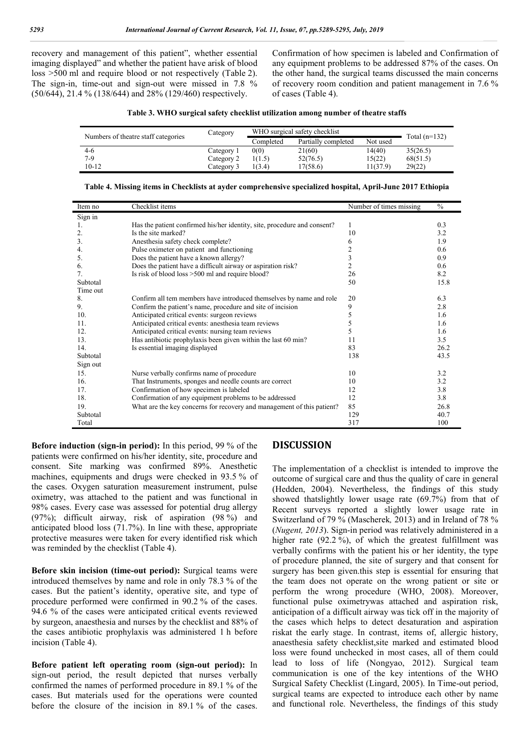recovery and management of this patient", whether essential imaging displayed" and whether the patient have arisk of blood loss >500 ml and require blood or not respectively (Table 2). The sign-in, time-out and sign-out were missed in 7.8 % (50/644), 21.4 % (138/644) and 28% (129/460) respectively.

Confirmation of how specimen is labeled and Confirmation of any equipment problems to be addressed 87% of the cases. On the other hand, the surgical teams discussed the main concerns of recovery room condition and patient management in 7.6 % of cases (Table 4).

**Table 3. WHO surgical safety checklist utilization among number of theatre staffs**

| Numbers of theatre staff categories | Category | WHO surgical safety checklist | | | Total (n=132) |
|---|---|---|---|---|---|
| | | Completed | Partially completed | Not used | |
| 4-6 | Category 1 | 0(0) | 21(60) | 14(40) | 35(26.5) |
| 7-9 | Category 2 | 1(1.5) | 52(76.5) | 15(22) | 68(51.5) |
| 10-12 | Category 3 | 1(3.4) | 17(58.6) | 11(37.9) | 29(22) |

**Table 4. Missing items in Checklists at ayder comprehensive specialized hospital, April-June 2017 Ethiopia**

| Item no | Checklist items | Number of times missing | % |
|---|---|---|---|
| Sign in | | | |
| 1. | Has the patient confirmed his/her identity, site, procedure and consent? | 1 | 0.3 |
| 2. | Is the site marked? | 10 | 3.2 |
| 3. | Anesthesia safety check complete? | 6 | 1.9 |
| 4. | Pulse oximeter on patient and functioning | 2 | 0.6 |
| 5. | Does the patient have a known allergy? | 3 | 0.9 |
| 6. | Does the patient have a difficult airway or aspiration risk? | 2 | 0.6 |
| 7. | Is risk of blood loss >500 ml and require blood? | 26 | 8.2 |
| Subtotal | | 50 | 15.8 |
| Time out | | | |
| 8. | Confirm all tem members have introduced themselves by name and role | 20 | 6.3 |
| 9. | Confirm the patient's name, procedure and site of incision | 9 | 2.8 |
| 10. | Anticipated critical events: surgeon reviews | 5 | 1.6 |
| 11. | Anticipated critical events: anesthesia team reviews | 5 | 1.6 |
| 12. | Anticipated critical events: nursing team reviews | 5 | 1.6 |
| 13. | Has antibiotic prophylaxis been given within the last 60 min? | 11 | 3.5 |
| 14. | Is essential imaging displayed | 83 | 26.2 |
| Subtotal | | 138 | 43.5 |
| Sign out | | | |
| 15. | Nurse verbally confirms name of procedure | 10 | 3.2 |
| 16. | That Instruments, sponges and needle counts are correct | 10 | 3.2 |
| 17. | Confirmation of how specimen is labeled | 12 | 3.8 |
| 18. | Confirmation of any equipment problems to be addressed | 12 | 3.8 |
| 19. | What are the key concerns for recovery and management of this patient? | 85 | 26.8 |
| Subtotal | | 129 | 40.7 |
| Total | | 317 | 100 |

**Before induction (sign-in period):** In this period, 99 % of the patients were confirmed on his/her identity, site, procedure and consent. Site marking was confirmed 89%. Anesthetic machines, equipments and drugs were checked in 93.5 % of the cases. Oxygen saturation measurement instrument, pulse oximetry, was attached to the patient and was functional in 98% cases. Every case was assessed for potential drug allergy (97%); difficult airway, risk of aspiration (98 %) and anticipated blood loss (71.7%). In line with these, appropriate protective measures were taken for every identified risk which was reminded by the checklist (Table 4).

**Before skin incision (time-out period):** Surgical teams were introduced themselves by name and role in only 78.3 % of the cases. But the patient's identity, operative site, and type of procedure performed were confirmed in 90.2 % of the cases. 94.6 % of the cases were anticipated critical events reviewed by surgeon, anaesthesia and nurses by the checklist and 88% of the cases antibiotic prophylaxis was administered 1 h before incision (Table 4).

**Before patient left operating room (sign-out period):** In sign-out period, the result depicted that nurses verbally confirmed the names of performed procedure in 89.1 % of the cases. But materials used for the operations were counted before the closure of the incision in 89.1 % of the cases.

## DISCUSSION

The implementation of a checklist is intended to improve the outcome of surgical care and thus the quality of care in general (Hedden, 2004). Nevertheless, the findings of this study showed thatslightly lower usage rate (69.7%) from that of Recent surveys reported a slightly lower usage rate in Switzerland of 79 % (Mascherek*,* 2013) and in Ireland of 78 % (*Nugent, 2013*). Sign-in period was relatively administered in a higher rate (92.2 %), of which the greatest fulfillment was verbally confirms with the patient his or her identity, the type of procedure planned, the site of surgery and that consent for surgery has been given.this step is essential for ensuring that the team does not operate on the wrong patient or site or perform the wrong procedure (WHO, 2008). Moreover, functional pulse oximetrywas attached and aspiration risk, anticipation of a difficult airway was tick off in the majority of the cases which helps to detect desaturation and aspiration riskat the early stage. In contrast, items of, allergic history, anaesthesia safety checklist,site marked and estimated blood loss were found unchecked in most cases, all of them could lead to loss of life (Nongyao, 2012). Surgical team communication is one of the key intentions of the WHO Surgical Safety Checklist (Lingard, 2005). In Time-out period, surgical teams are expected to introduce each other by name and functional role. Nevertheless, the findings of this study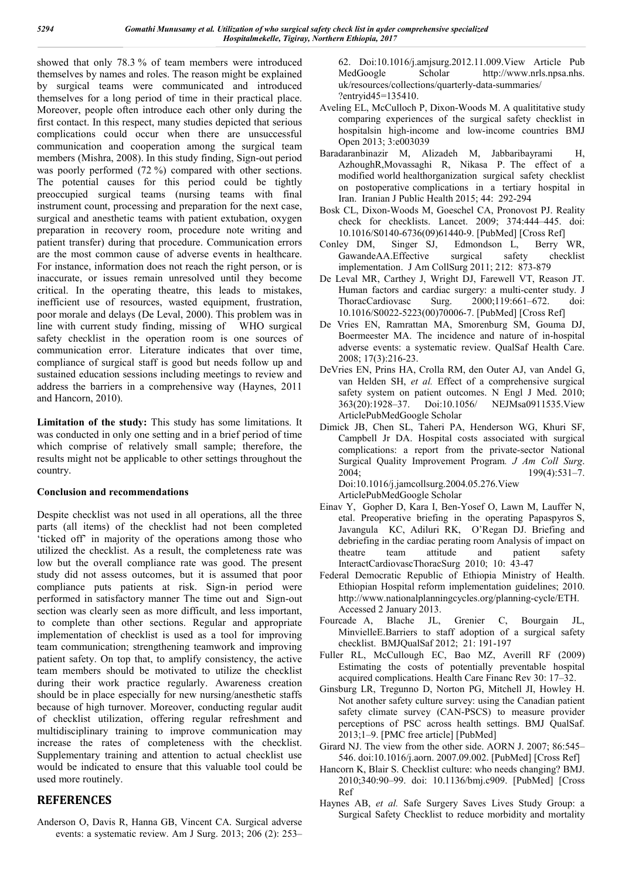showed that only 78.3 % of team members were introduced themselves by names and roles. The reason might be explained by surgical teams were communicated and introduced themselves for a long period of time in their practical place. Moreover, people often introduce each other only during the first contact. In this respect, many studies depicted that serious complications could occur when there are unsuccessful communication and cooperation among the surgical team members (Mishra, 2008). In this study finding, Sign-out period was poorly performed (72 %) compared with other sections. The potential causes for this period could be tightly preoccupied surgical teams (nursing teams with final instrument count, processing and preparation for the next case, surgical and anesthetic teams with patient extubation, oxygen preparation in recovery room, procedure note writing and patient transfer) during that procedure. Communication errors are the most common cause of adverse events in healthcare. For instance, information does not reach the right person, or is inaccurate, or issues remain unresolved until they become critical. In the operating theatre, this leads to mistakes, inefficient use of resources, wasted equipment, frustration, poor morale and delays (De Leval, 2000). This problem was in line with current study finding, missing of WHO surgical safety checklist in the operation room is one sources of communication error. Literature indicates that over time, compliance of surgical staff is good but needs follow up and sustained education sessions including meetings to review and address the barriers in a comprehensive way (Haynes, 2011 and Hancorn, 2010).

**Limitation of the study:** This study has some limitations. It was conducted in only one setting and in a brief period of time which comprise of relatively small sample; therefore, the results might not be applicable to other settings throughout the country.

**Conclusion and recommendations**

Despite checklist was not used in all operations, all the three parts (all items) of the checklist had not been completed 'ticked off' in majority of the operations among those who utilized the checklist. As a result, the completeness rate was low but the overall compliance rate was good. The present study did not assess outcomes, but it is assumed that poor compliance puts patients at risk. Sign-in period were performed in satisfactory manner The time out and Sign-out section was clearly seen as more difficult, and less important, to complete than other sections. Regular and appropriate implementation of checklist is used as a tool for improving team communication; strengthening teamwork and improving patient safety. On top that, to amplify consistency, the active team members should be motivated to utilize the checklist during their work practice regularly. Awareness creation should be in place especially for new nursing/anesthetic staffs because of high turnover. Moreover, conducting regular audit of checklist utilization, offering regular refreshment and multidisciplinary training to improve communication may increase the rates of completeness with the checklist. Supplementary training and attention to actual checklist use would be indicated to ensure that this valuable tool could be used more routinely.

## REFERENCES

Anderson O, Davis R, Hanna GB, Vincent CA. Surgical adverse events: a systematic review. Am J Surg. 2013; 206 (2): 253–62. Doi:10.1016/j.amjsurg.2012.11.009.View Article Pub MedGoogle Scholar http://www.nrls.npsa.nhs.uk/resources/collections/quarterly-data-summaries/?entryid45=135410.

Aveling EL, McCulloch P, Dixon-Woods M. A qualititative study comparing experiences of the surgical safety checklist in hospitalsin high-income and low-income countries BMJ Open 2013; 3:e003039

Baradaranbinazir M, Alizadeh M, Jabbaribayrami H, AzhoughR,Movassaghi R, Nikasa P. The effect of a modified world healthorganization surgical safety checklist on postoperative complications in a tertiary hospital in Iran. Iranian J Public Health 2015; 44: 292-294

Bosk CL, Dixon-Woods M, Goeschel CA, Pronovost PJ. Reality check for checklists. Lancet. 2009; 374:444–445. doi: 10.1016/S0140-6736(09)61440-9. [PubMed] [Cross Ref]

Conley DM, Singer SJ, Edmondson L, Berry WR, GawandeAA.Effective surgical safety checklist implementation. J Am CollSurg 2011; 212: 873-879

De Leval MR, Carthey J, Wright DJ, Farewell VT, Reason JT. Human factors and cardiac surgery: a multi-center study. J ThoracCardiovasc Surg. 2000;119:661–672. doi: 10.1016/S0022-5223(00)70006-7. [PubMed] [Cross Ref]

De Vries EN, Ramrattan MA, Smorenburg SM, Gouma DJ, Boermeester MA. The incidence and nature of in-hospital adverse events: a systematic review. QualSaf Health Care. 2008; 17(3):216-23.

DeVries EN, Prins HA, Crolla RM, den Outer AJ, van Andel G, van Helden SH, *et al.* Effect of a comprehensive surgical safety system on patient outcomes. N Engl J Med. 2010; 363(20):1928–37. Doi:10.1056/ NEJMsa0911535.View ArticlePubMedGoogle Scholar

Dimick JB, Chen SL, Taheri PA, Henderson WG, Khuri SF, Campbell Jr DA. Hospital costs associated with surgical complications: a report from the private-sector National Surgical Quality Improvement Program. *J Am Coll Surg*. 2004; 199(4):531–7. Doi:10.1016/j.jamcollsurg.2004.05.276.View ArticlePubMedGoogle Scholar

Einav Y, Gopher D, Kara I, Ben-Yosef O, Lawn M, Lauffer N, etal. Preoperative briefing in the operating Papaspyros S, Javangula KC, Adiluri RK, O'Regan DJ. Briefing and debriefing in the cardiac perating room Analysis of impact on theatre team attitude and patient safety InteractCardiovascThoracSurg 2010; 10: 43-47

Federal Democratic Republic of Ethiopia Ministry of Health. Ethiopian Hospital reform implementation guidelines; 2010. http://www.nationalplanningcycles.org/planning-cycle/ETH. Accessed 2 January 2013.

Fourcade A, Blache JL, Grenier C, Bourgain JL, MinvielleE.Barriers to staff adoption of a surgical safety checklist. BMJQualSaf 2012; 21: 191-197

Fuller RL, McCullough EC, Bao MZ, Averill RF (2009) Estimating the costs of potentially preventable hospital acquired complications. Health Care Financ Rev 30: 17–32.

Ginsburg LR, Tregunno D, Norton PG, Mitchell JI, Howley H. Not another safety culture survey: using the Canadian patient safety climate survey (CAN-PSCS) to measure provider perceptions of PSC across health settings. BMJ QualSaf. 2013;1–9. [PMC free article] [PubMed]

Girard NJ. The view from the other side. AORN J. 2007; 86:545–546. doi:10.1016/j.aorn. 2007.09.002. [PubMed] [Cross Ref]

Hancorn K, Blair S. Checklist culture: who needs changing? BMJ. 2010;340:90–99. doi: 10.1136/bmj.c909. [PubMed] [Cross Ref

Haynes AB, *et al.* Safe Surgery Saves Lives Study Group: a Surgical Safety Checklist to reduce morbidity and mortality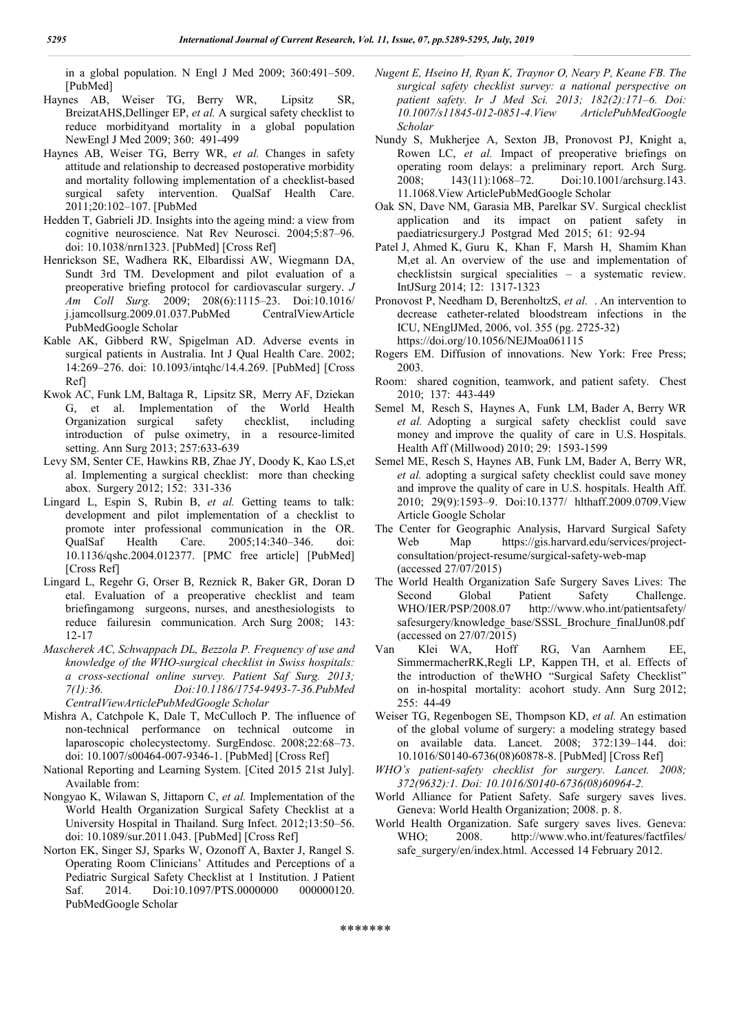in a global population. N Engl J Med 2009; 360:491–509. [PubMed]

Haynes AB, Weiser TG, Berry WR, Lipsitz SR, BreizatAHS,Dellinger EP, *et al.* A surgical safety checklist to reduce morbidityand mortality in a global population NewEngl J Med 2009; 360: 491-499

Haynes AB, Weiser TG, Berry WR, *et al.* Changes in safety attitude and relationship to decreased postoperative morbidity and mortality following implementation of a checklist-based surgical safety intervention. QualSaf Health Care. 2011;20:102–107. [PubMed

Hedden T, Gabrieli JD. Insights into the ageing mind: a view from cognitive neuroscience. Nat Rev Neurosci. 2004;5:87–96. doi: 10.1038/nrn1323. [PubMed] [Cross Ref]

Henrickson SE, Wadhera RK, Elbardissi AW, Wiegmann DA, Sundt 3rd TM. Development and pilot evaluation of a preoperative briefing protocol for cardiovascular surgery. *J Am Coll Surg.* 2009; 208(6):1115–23. Doi:10.1016/ j.jamcollsurg.2009.01.037.PubMed CentralViewArticle PubMedGoogle Scholar

Kable AK, Gibberd RW, Spigelman AD. Adverse events in surgical patients in Australia. Int J Qual Health Care. 2002; 14:269–276. doi: 10.1093/intqhc/14.4.269. [PubMed] [Cross Ref]

Kwok AC, Funk LM, Baltaga R, Lipsitz SR, Merry AF, Dziekan G, et al. Implementation of the World Health Organization surgical safety checklist, including introduction of pulse oximetry, in a resource-limited setting. Ann Surg 2013; 257:633-639

Levy SM, Senter CE, Hawkins RB, Zhae JY, Doody K, Kao LS,et al. Implementing a surgical checklist: more than checking abox. Surgery 2012; 152: 331-336

Lingard L, Espin S, Rubin B, *et al.* Getting teams to talk: development and pilot implementation of a checklist to promote inter professional communication in the OR. QualSaf Health Care. 2005;14:340–346. doi: 10.1136/qshc.2004.012377. [PMC free article] [PubMed] [Cross Ref]

Lingard L, Regehr G, Orser B, Reznick R, Baker GR, Doran D etal. Evaluation of a preoperative checklist and team briefingamong surgeons, nurses, and anesthesiologists to reduce failuresin communication. Arch Surg 2008; 143: 12-17

*Mascherek AC, Schwappach DL, Bezzola P. Frequency of use and knowledge of the WHO-surgical checklist in Swiss hospitals: a cross-sectional online survey. Patient Saf Surg. 2013; 7(1):36. Doi:10.1186/1754-9493-7-36.PubMed CentralViewArticlePubMedGoogle Scholar*

Mishra A, Catchpole K, Dale T, McCulloch P. The influence of non-technical performance on technical outcome in laparoscopic cholecystectomy. SurgEndosc. 2008;22:68–73. doi: 10.1007/s00464-007-9346-1. [PubMed] [Cross Ref]

National Reporting and Learning System. [Cited 2015 21st July]. Available from:

Nongyao K, Wilawan S, Jittaporn C, *et al.* Implementation of the World Health Organization Surgical Safety Checklist at a University Hospital in Thailand. Surg Infect. 2012;13:50–56. doi: 10.1089/sur.2011.043. [PubMed] [Cross Ref]

Norton EK, Singer SJ, Sparks W, Ozonoff A, Baxter J, Rangel S. Operating Room Clinicians' Attitudes and Perceptions of a Pediatric Surgical Safety Checklist at 1 Institution. J Patient Saf. 2014. Doi:10.1097/PTS.0000000 000000120. PubMedGoogle Scholar

*Nugent E, Hseino H, Ryan K, Traynor O, Neary P, Keane FB. The surgical safety checklist survey: a national perspective on patient safety. Ir J Med Sci. 2013; 182(2):171–6. Doi: 10.1007/s11845-012-0851-4.View ArticlePubMedGoogle Scholar*

Nundy S, Mukherjee A, Sexton JB, Pronovost PJ, Knight a, Rowen LC, *et al.* Impact of preoperative briefings on operating room delays: a preliminary report. Arch Surg. 2008; 143(11):1068–72. Doi:10.1001/archsurg.143. 11.1068.View ArticlePubMedGoogle Scholar

Oak SN, Dave NM, Garasia MB, Parelkar SV. Surgical checklist application and its impact on patient safety in paediatricsurgery.J Postgrad Med 2015; 61: 92-94

Patel J, Ahmed K, Guru K, Khan F, Marsh H, Shamim Khan M,et al. An overview of the use and implementation of checklistsin surgical specialities – a systematic review. IntJSurg 2014; 12: 1317-1323

Pronovost P, Needham D, BerenholtzS, *et al.* . An intervention to decrease catheter-related bloodstream infections in the ICU, NEnglJMed, 2006, vol. 355 (pg. 2725-32) https://doi.org/10.1056/NEJMoa061115

Rogers EM. Diffusion of innovations. New York: Free Press; 2003.

Room: shared cognition, teamwork, and patient safety. Chest 2010; 137: 443-449

Semel M, Resch S, Haynes A, Funk LM, Bader A, Berry WR *et al.* Adopting a surgical safety checklist could save money and improve the quality of care in U.S. Hospitals. Health Aff (Millwood) 2010; 29: 1593-1599

Semel ME, Resch S, Haynes AB, Funk LM, Bader A, Berry WR, *et al.* adopting a surgical safety checklist could save money and improve the quality of care in U.S. hospitals. Health Aff. 2010; 29(9):1593–9. Doi:10.1377/ hlthaff.2009.0709.View Article Google Scholar

The Center for Geographic Analysis, Harvard Surgical Safety Web Map https://gis.harvard.edu/services/project-consultation/project-resume/surgical-safety-web-map (accessed 27/07/2015)

The World Health Organization Safe Surgery Saves Lives: The Second Global Patient Safety Challenge. WHO/IER/PSP/2008.07 http://www.who.int/patientsafety/ safesurgery/knowledge_base/SSSL_Brochure_finalJun08.pdf (accessed on 27/07/2015)

Van Klei WA, Hoff RG, Van Aarnhem EE, SimmermacherRK,Regli LP, Kappen TH, et al. Effects of the introduction of theWHO "Surgical Safety Checklist" on in-hospital mortality: acohort study. Ann Surg 2012; 255: 44-49

Weiser TG, Regenbogen SE, Thompson KD, *et al.* An estimation of the global volume of surgery: a modeling strategy based on available data. Lancet. 2008; 372:139–144. doi: 10.1016/S0140-6736(08)60878-8. [PubMed] [Cross Ref]

*WHO's patient-safety checklist for surgery. Lancet. 2008; 372(9632):1. Doi: 10.1016/S0140-6736(08)60964-2.*

World Alliance for Patient Safety. Safe surgery saves lives. Geneva: World Health Organization; 2008. p. 8.

World Health Organization. Safe surgery saves lives. Geneva: WHO; 2008. http://www.who.int/features/factfiles/ safe_surgery/en/index.html. Accessed 14 February 2012.

*******